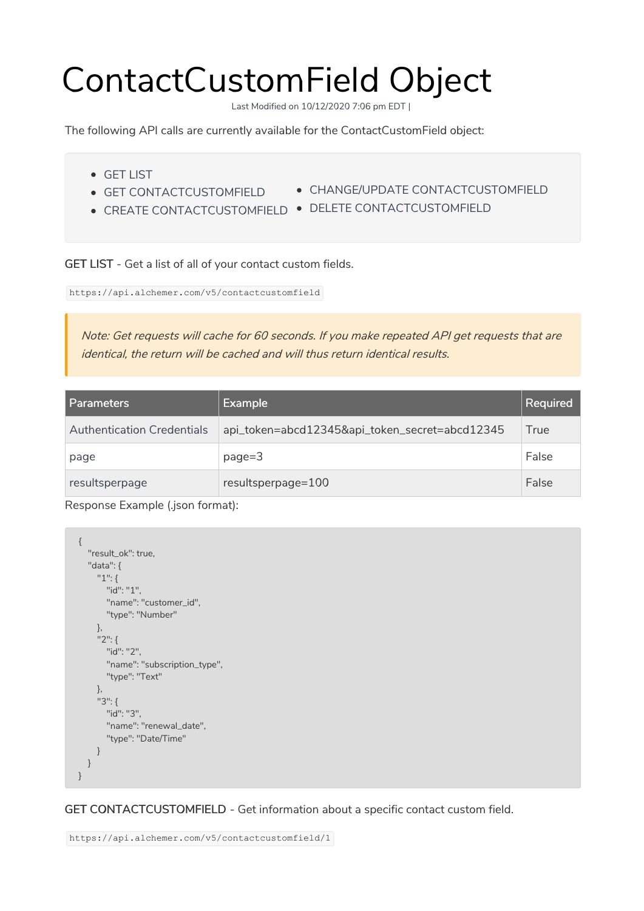# ContactCustomField Object

Last Modified on 10/12/2020 7:06 pm EDT |

The following API calls are currently available for the ContactCustomField object:

- GET LIST
- GET CONTACTCUSTOMFIELD
- CREATE CONTACTCUSTOMFIELD
- CHANGE/UPDATE CONTACTCUSTOMFIELD
- DELETE CONTACTCUSTOMFIELD

GET LIST - Get a list of all of your contact custom fields.

`https://api.alchemer.com/v5/contactcustomfield`

> *Note: Get requests will cache for 60 seconds. If you make repeated API get requests that are identical, the return will be cached and will thus return identical results.*

| Parameters | Example | Required |
|---|---|---|
| Authentication Credentials | api_token=abcd12345&api_token_secret=abcd12345 | True |
| page | page=3 | False |
| resultsperpage | resultsperpage=100 | False |

Response Example (.json format):

```
{
   "result_ok": true,
   "data": {
      "1": {
         "id": "1",
         "name": "customer_id",
         "type": "Number"
      },
      "2": {
         "id": "2",
         "name": "subscription_type",
         "type": "Text"
      },
      "3": {
         "id": "3",
         "name": "renewal_date",
         "type": "Date/Time"
      }
   }
}
```

GET CONTACTCUSTOMFIELD - Get information about a specific contact custom field.

`https://api.alchemer.com/v5/contactcustomfield/1`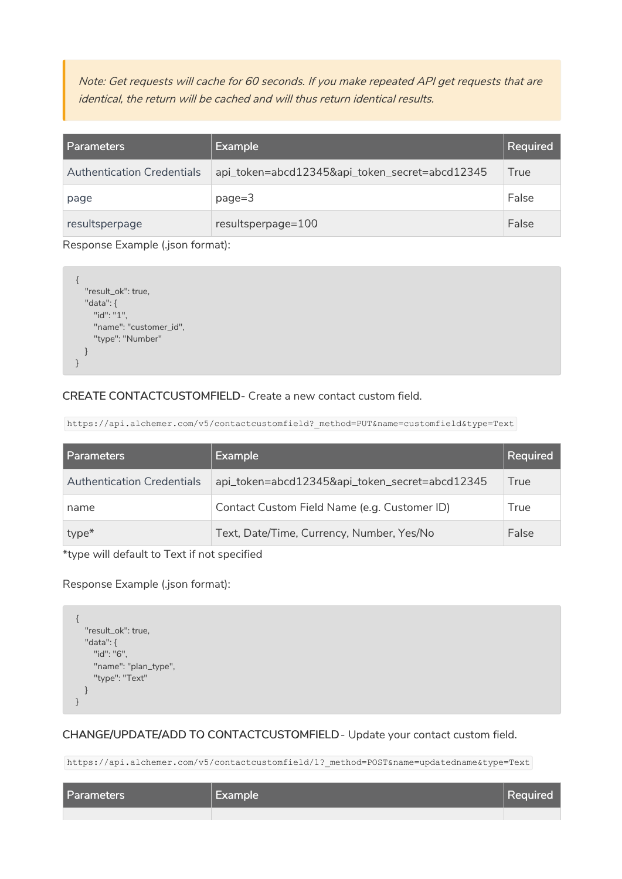> *Note: Get requests will cache for 60 seconds. If you make repeated API get requests that are identical, the return will be cached and will thus return identical results.*

| Parameters | Example | Required |
|---|---|---|
| Authentication Credentials | api_token=abcd12345&api_token_secret=abcd12345 | True |
| page | page=3 | False |
| resultsperpage | resultsperpage=100 | False |

Response Example (.json format):

```
{
   "result_ok": true,
   "data": {
      "id": "1",
      "name": "customer_id",
      "type": "Number"
   }
}
```

**CREATE CONTACTCUSTOMFIELD** - Create a new contact custom field.

```
https://api.alchemer.com/v5/contactcustomfield?_method=PUT&name=customfield&type=Text
```

| Parameters | Example | Required |
|---|---|---|
| Authentication Credentials | api_token=abcd12345&api_token_secret=abcd12345 | True |
| name | Contact Custom Field Name (e.g. Customer ID) | True |
| type* | Text, Date/Time, Currency, Number, Yes/No | False |

*type will default to Text if not specified

Response Example (.json format):

```
{
   "result_ok": true,
   "data": {
      "id": "6",
      "name": "plan_type",
      "type": "Text"
   }
}
```

**CHANGE/UPDATE/ADD TO CONTACTCUSTOMFIELD** - Update your contact custom field.

```
https://api.alchemer.com/v5/contactcustomfield/1?_method=POST&name=updatedname&type=Text
```

| Parameters | Example | Required |
|---|---|---|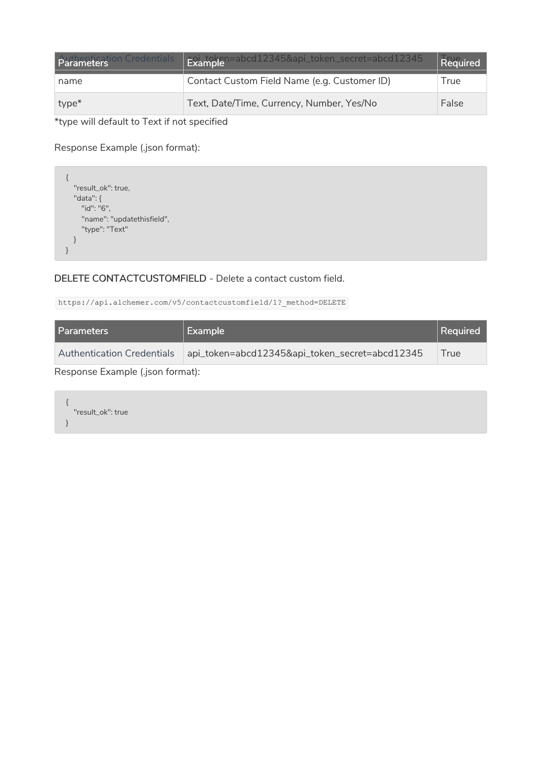| Parameters | Example | Required |
|---|---|---|
| Authentication Credentials | api_token=abcd12345&api_token_secret=abcd12345 | True |
| name | Contact Custom Field Name (e.g. Customer ID) | True |
| type* | Text, Date/Time, Currency, Number, Yes/No | False |

*type will default to Text if not specified

Response Example (.json format):

```
{
   "result_ok": true,
   "data": {
      "id": "6",
      "name": "updatethisfield",
      "type": "Text"
   }
}
```

**DELETE CONTACTCUSTOMFIELD** - Delete a contact custom field.

`https://api.alchemer.com/v5/contactcustomfield/1?_method=DELETE`

| Parameters | Example | Required |
|---|---|---|
| Authentication Credentials | api_token=abcd12345&api_token_secret=abcd12345 | True |

Response Example (.json format):

```
{
   "result_ok": true
}
```